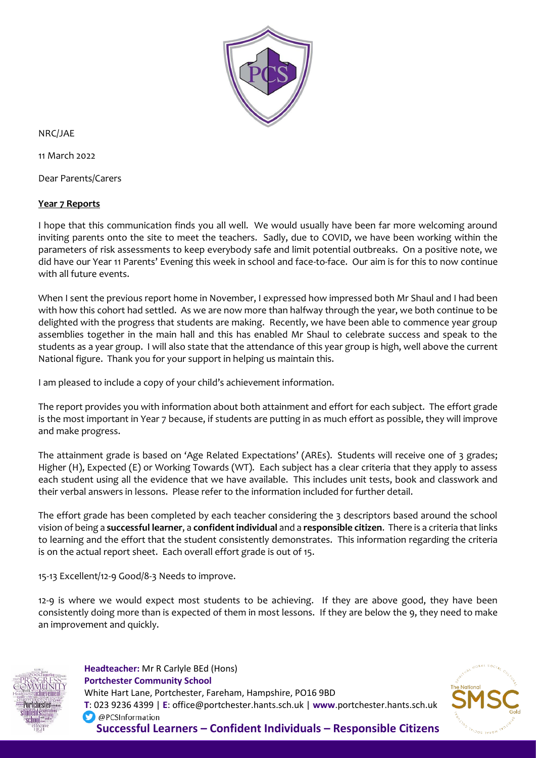NRC/JAE

11 March 2022

Dear Parents/Carers

**Year 7 Reports**

I hope that this communication finds you all well. We would usually have been far more welcoming around inviting parents onto the site to meet the teachers. Sadly, due to COVID, we have been working within the parameters of risk assessments to keep everybody safe and limit potential outbreaks. On a positive note, we did have our Year 11 Parents' Evening this week in school and face-to-face. Our aim is for this to now continue with all future events.

When I sent the previous report home in November, I expressed how impressed both Mr Shaul and I had been with how this cohort had settled. As we are now more than halfway through the year, we both continue to be delighted with the progress that students are making. Recently, we have been able to commence year group assemblies together in the main hall and this has enabled Mr Shaul to celebrate success and speak to the students as a year group. I will also state that the attendance of this year group is high, well above the current National figure. Thank you for your support in helping us maintain this.

I am pleased to include a copy of your child's achievement information.

The report provides you with information about both attainment and effort for each subject. The effort grade is the most important in Year 7 because, if students are putting in as much effort as possible, they will improve and make progress.

The attainment grade is based on 'Age Related Expectations' (AREs). Students will receive one of 3 grades; Higher (H), Expected (E) or Working Towards (WT). Each subject has a clear criteria that they apply to assess each student using all the evidence that we have available. This includes unit tests, book and classwork and their verbal answers in lessons. Please refer to the information included for further detail.

The effort grade has been completed by each teacher considering the 3 descriptors based around the school vision of being a **successful learner**, a **confident individual** and a **responsible citizen**. There is a criteria that links to learning and the effort that the student consistently demonstrates. This information regarding the criteria is on the actual report sheet. Each overall effort grade is out of 15.

15-13 Excellent/12-9 Good/8-3 Needs to improve.

12-9 is where we would expect most students to be achieving. If they are above good, they have been consistently doing more than is expected of them in most lessons. If they are below the 9, they need to make an improvement and quickly.

**Headteacher:** Mr R Carlyle BEd (Hons)
**Portchester Community School**
White Hart Lane, Portchester, Fareham, Hampshire, PO16 9BD
**T**: 023 9236 4399 | **E**: office@portchester.hants.sch.uk | **www**.portchester.hants.sch.uk
@PCSInformation
**Successful Learners – Confident Individuals – Responsible Citizens**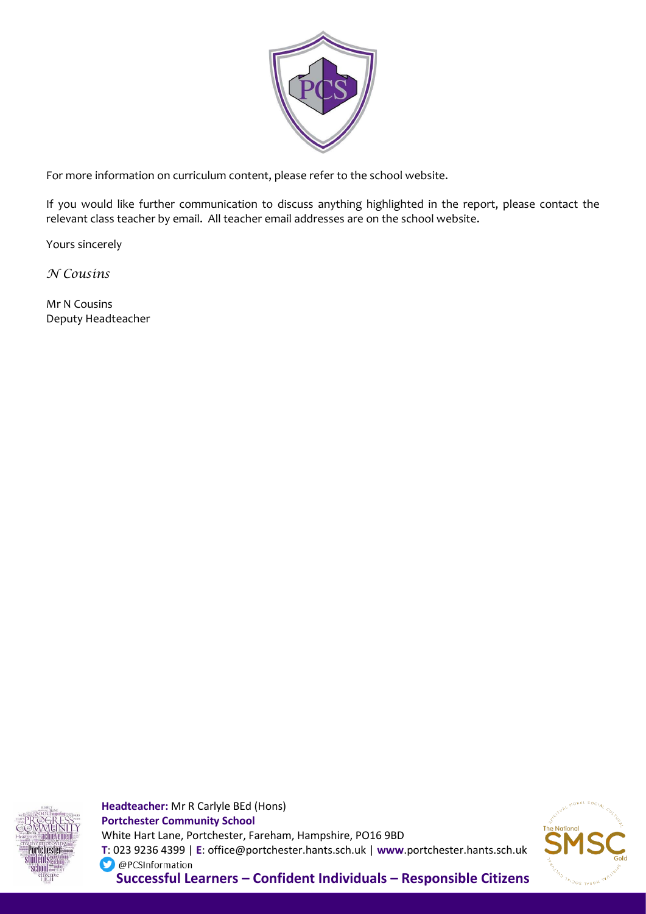For more information on curriculum content, please refer to the school website.

If you would like further communication to discuss anything highlighted in the report, please contact the relevant class teacher by email. All teacher email addresses are on the school website.

Yours sincerely

*N Cousins*

Mr N Cousins
Deputy Headteacher

**Headteacher:** Mr R Carlyle BEd (Hons)
**Portchester Community School**
White Hart Lane, Portchester, Fareham, Hampshire, PO16 9BD
**T**: 023 9236 4399 | **E**: office@portchester.hants.sch.uk | **www**.portchester.hants.sch.uk
@PCSInformation

**Successful Learners – Confident Individuals – Responsible Citizens**